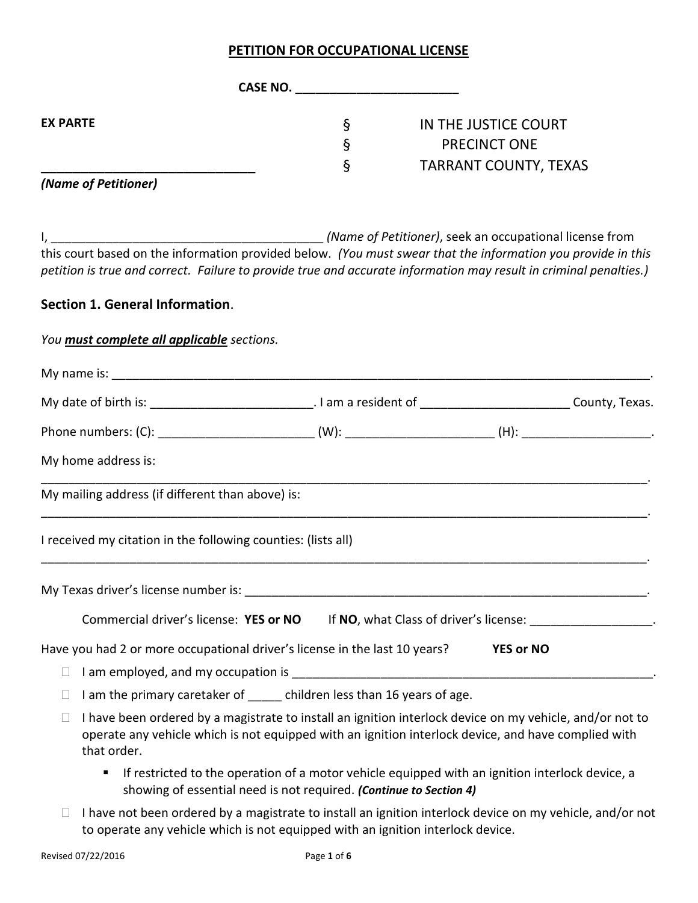# PETITION FOR OCCUPATIONAL LICENSE

**CASE NO. ________________________**

| | | |
|---|---|---|
| **EX PARTE** | § | IN THE JUSTICE COURT |
| | § | PRECINCT ONE |
| _______________________________ | § | TARRANT COUNTY, TEXAS |
| ***(Name of Petitioner)*** | | |

I, ________________________________________ *(Name of Petitioner)*, seek an occupational license from this court based on the information provided below. *(You must swear that the information you provide in this petition is true and correct. Failure to provide true and accurate information may result in criminal penalties.)*

## Section 1. General Information.

*You **must complete all applicable** sections.*

My name is: ________________________________________________________________________________.

My date of birth is: ________________________. I am a resident of ______________________ County, Texas.

Phone numbers: (C): _______________________ (W): _____________________ (H): ___________________.

My home address is:

_____________________________________________________________________________________________.

My mailing address (if different than above) is:

_____________________________________________________________________________________________.

I received my citation in the following counties: (lists all)

_____________________________________________________________________________________________.

My Texas driver's license number is: _____________________________________________________________.

Commercial driver's license: **YES or NO** If **NO**, what Class of driver's license: __________________.

Have you had 2 or more occupational driver's license in the last 10 years? **YES or NO**

- ☐ I am employed, and my occupation is ______________________________________________________.
- ☐ I am the primary caretaker of _____ children less than 16 years of age.
- ☐ I have been ordered by a magistrate to install an ignition interlock device on my vehicle, and/or not to operate any vehicle which is not equipped with an ignition interlock device, and have complied with that order.
  - If restricted to the operation of a motor vehicle equipped with an ignition interlock device, a showing of essential need is not required. ***(Continue to Section 4)***
- ☐ I have not been ordered by a magistrate to install an ignition interlock device on my vehicle, and/or not to operate any vehicle which is not equipped with an ignition interlock device.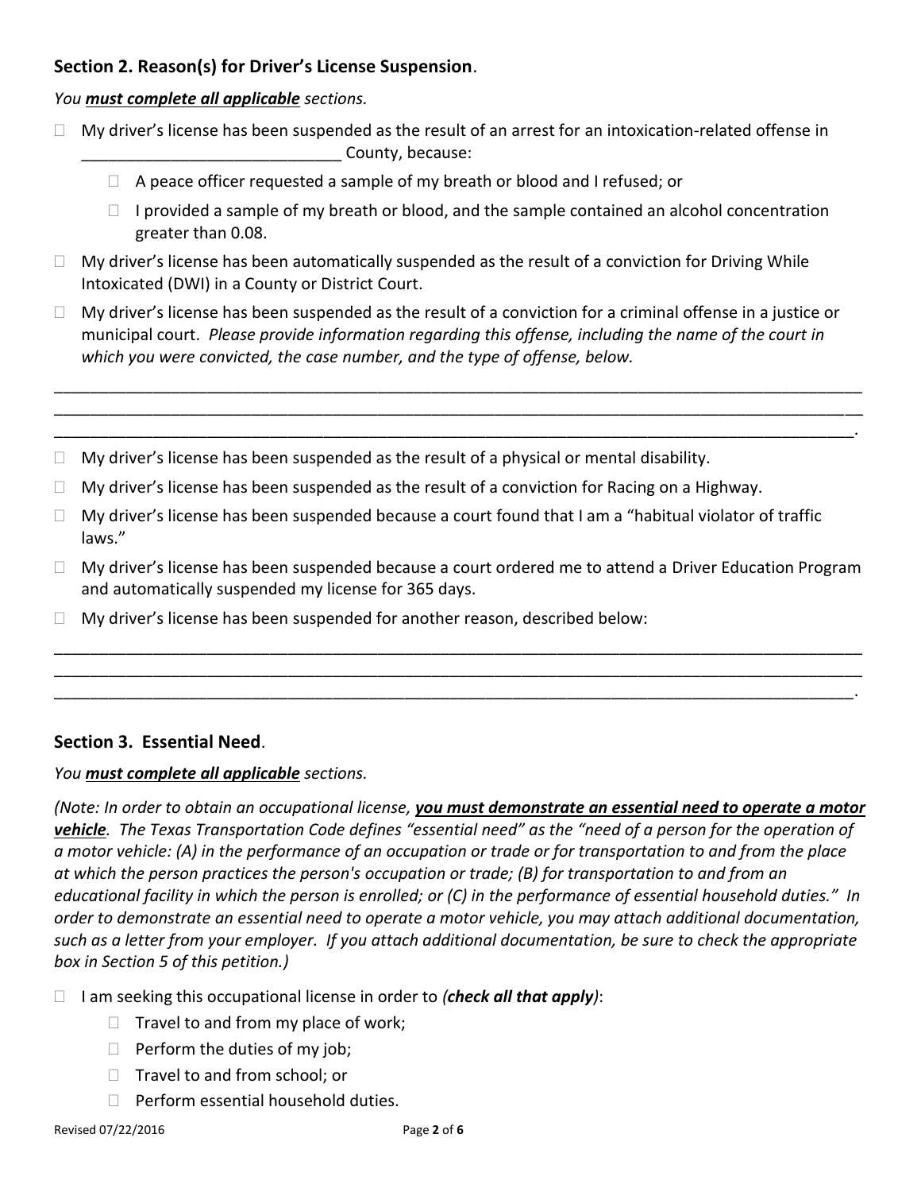## Section 2. Reason(s) for Driver's License Suspension.

*You **must complete all applicable** sections.*

- ☐ My driver's license has been suspended as the result of an arrest for an intoxication-related offense in ____________________________ County, because:
  - ☐ A peace officer requested a sample of my breath or blood and I refused; or
  - ☐ I provided a sample of my breath or blood, and the sample contained an alcohol concentration greater than 0.08.
- ☐ My driver's license has been automatically suspended as the result of a conviction for Driving While Intoxicated (DWI) in a County or District Court.
- ☐ My driver's license has been suspended as the result of a conviction for a criminal offense in a justice or municipal court. *Please provide information regarding this offense, including the name of the court in which you were convicted, the case number, and the type of offense, below.*

______________________________________________________________________________________________
______________________________________________________________________________________________
_____________________________________________________________________________________________.

- ☐ My driver's license has been suspended as the result of a physical or mental disability.
- ☐ My driver's license has been suspended as the result of a conviction for Racing on a Highway.
- ☐ My driver's license has been suspended because a court found that I am a "habitual violator of traffic laws."
- ☐ My driver's license has been suspended because a court ordered me to attend a Driver Education Program and automatically suspended my license for 365 days.
- ☐ My driver's license has been suspended for another reason, described below:

______________________________________________________________________________________________
______________________________________________________________________________________________
_____________________________________________________________________________________________.

## Section 3. Essential Need.

*You **must complete all applicable** sections.*

*(Note: In order to obtain an occupational license, **you must demonstrate an essential need to operate a motor vehicle**. The Texas Transportation Code defines "essential need" as the "need of a person for the operation of a motor vehicle: (A) in the performance of an occupation or trade or for transportation to and from the place at which the person practices the person's occupation or trade; (B) for transportation to and from an educational facility in which the person is enrolled; or (C) in the performance of essential household duties." In order to demonstrate an essential need to operate a motor vehicle, you may attach additional documentation, such as a letter from your employer. If you attach additional documentation, be sure to check the appropriate box in Section 5 of this petition.)*

- ☐ I am seeking this occupational license in order to *(**check all that apply**)*:
  - ☐ Travel to and from my place of work;
  - ☐ Perform the duties of my job;
  - ☐ Travel to and from school; or
  - ☐ Perform essential household duties.

Revised 07/22/2016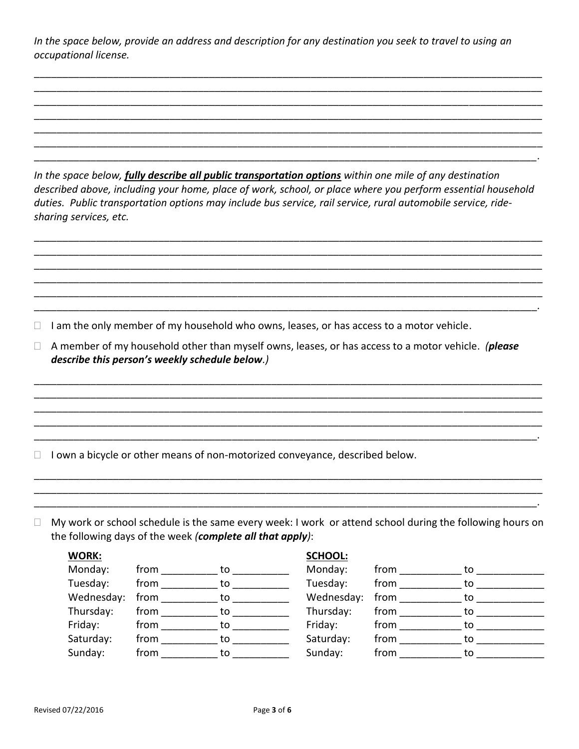*In the space below, provide an address and description for any destination you seek to travel to using an occupational license.*

______________________________________________________________________________________________
______________________________________________________________________________________________
______________________________________________________________________________________________
______________________________________________________________________________________________
______________________________________________________________________________________________
______________________________________________________________________________________________
_____________________________________________________________________________________________.

*In the space below,* ***fully describe all public transportation options*** *within one mile of any destination described above, including your home, place of work, school, or place where you perform essential household duties. Public transportation options may include bus service, rail service, rural automobile service, ride-sharing services, etc.*

______________________________________________________________________________________________
______________________________________________________________________________________________
______________________________________________________________________________________________
______________________________________________________________________________________________
______________________________________________________________________________________________
_____________________________________________________________________________________________.

- ☐ I am the only member of my household who owns, leases, or has access to a motor vehicle.
- ☐ A member of my household other than myself owns, leases, or has access to a motor vehicle. *(**please describe this person's weekly schedule below**.)*

______________________________________________________________________________________________
______________________________________________________________________________________________
______________________________________________________________________________________________
______________________________________________________________________________________________
_____________________________________________________________________________________________.

- ☐ I own a bicycle or other means of non-motorized conveyance, described below.

______________________________________________________________________________________________
______________________________________________________________________________________________
_____________________________________________________________________________________________.

- ☐ My work or school schedule is the same every week: I work or attend school during the following hours on the following days of the week *(**complete all that apply**)*:

| **WORK:** | | | **SCHOOL:** | | |
|---|---|---|---|---|---|
| Monday: | from __________ | to __________ | Monday: | from ___________ | to ____________ |
| Tuesday: | from __________ | to __________ | Tuesday: | from ___________ | to ____________ |
| Wednesday: | from __________ | to __________ | Wednesday: | from ___________ | to ____________ |
| Thursday: | from __________ | to __________ | Thursday: | from ___________ | to ____________ |
| Friday: | from __________ | to __________ | Friday: | from ___________ | to ____________ |
| Saturday: | from __________ | to __________ | Saturday: | from ___________ | to ____________ |
| Sunday: | from __________ | to __________ | Sunday: | from ___________ | to ____________ |

Revised 07/22/2016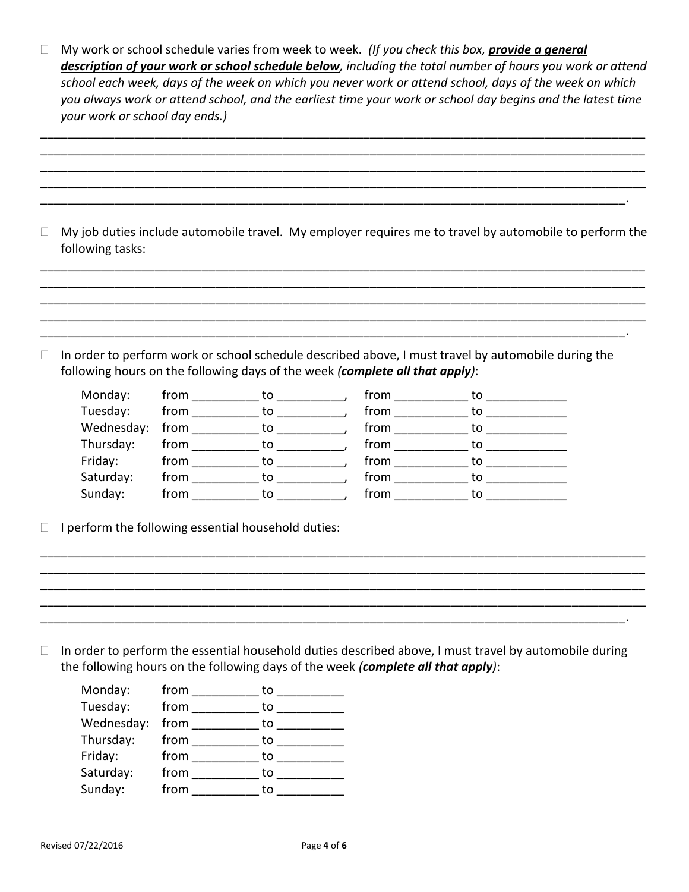- ☐ My work or school schedule varies from week to week. *(If you check this box, **provide a general description of your work or school schedule below**, including the total number of hours you work or attend school each week, days of the week on which you never work or attend school, days of the week on which you always work or attend school, and the earliest time your work or school day begins and the latest time your work or school day ends.)*

______________________________________________________________________________________
______________________________________________________________________________________
______________________________________________________________________________________
______________________________________________________________________________________
_____________________________________________________________________________________.

- ☐ My job duties include automobile travel. My employer requires me to travel by automobile to perform the following tasks:

______________________________________________________________________________________
______________________________________________________________________________________
______________________________________________________________________________________
______________________________________________________________________________________
_____________________________________________________________________________________.

- ☐ In order to perform work or school schedule described above, I must travel by automobile during the following hours on the following days of the week ***(complete all that apply)***:

| | | | | |
|---|---|---|---|---|
| Monday: | from __________ | to __________, | from ___________ | to ____________ |
| Tuesday: | from __________ | to __________, | from ___________ | to ____________ |
| Wednesday: | from __________ | to __________, | from ___________ | to ____________ |
| Thursday: | from __________ | to __________, | from ___________ | to ____________ |
| Friday: | from __________ | to __________, | from ___________ | to ____________ |
| Saturday: | from __________ | to __________, | from ___________ | to ____________ |
| Sunday: | from __________ | to __________, | from ___________ | to ____________ |

- ☐ I perform the following essential household duties:

______________________________________________________________________________________
______________________________________________________________________________________
______________________________________________________________________________________
______________________________________________________________________________________
_____________________________________________________________________________________.

- ☐ In order to perform the essential household duties described above, I must travel by automobile during the following hours on the following days of the week ***(complete all that apply)***:

| | | |
|---|---|---|
| Monday: | from __________ | to __________ |
| Tuesday: | from __________ | to __________ |
| Wednesday: | from __________ | to __________ |
| Thursday: | from __________ | to __________ |
| Friday: | from __________ | to __________ |
| Saturday: | from __________ | to __________ |
| Sunday: | from __________ | to __________ |

Revised 07/22/2016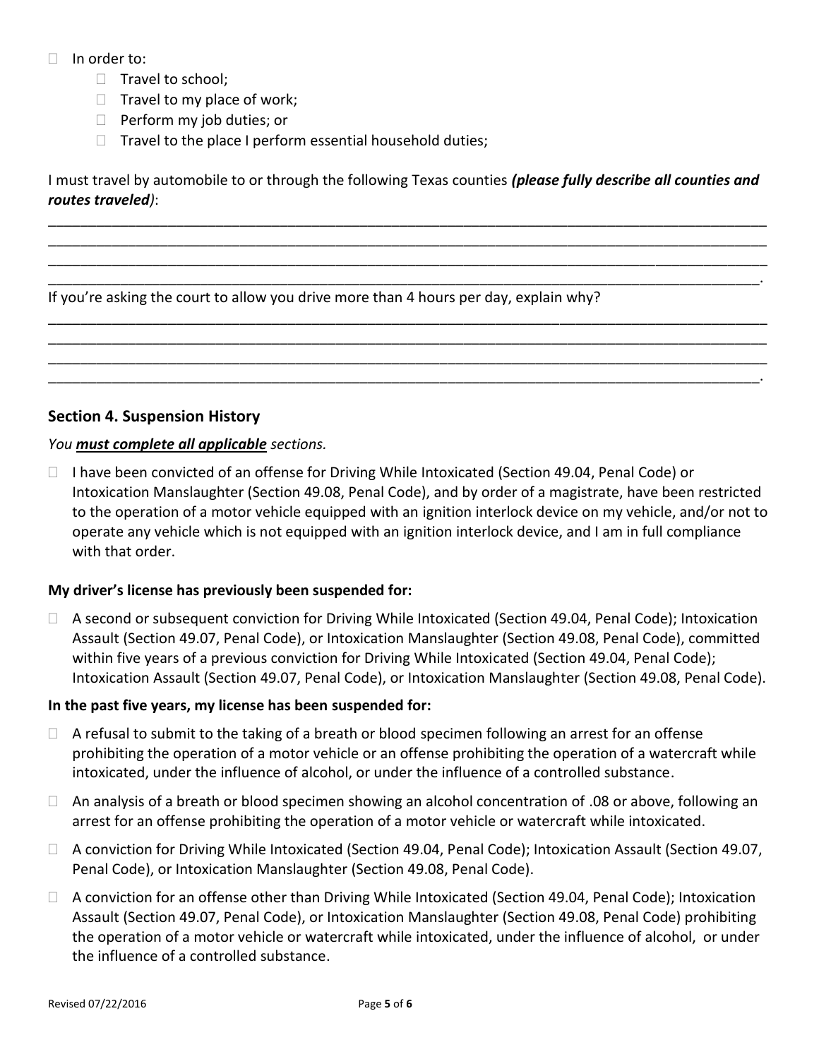- ☐ In order to:
  - ☐ Travel to school;
  - ☐ Travel to my place of work;
  - ☐ Perform my job duties; or
  - ☐ Travel to the place I perform essential household duties;

I must travel by automobile to or through the following Texas counties ***(please fully describe all counties and routes traveled)***:

______________________________________________________________________________________
______________________________________________________________________________________
______________________________________________________________________________________
_____________________________________________________________________________________.

If you're asking the court to allow you drive more than 4 hours per day, explain why?

______________________________________________________________________________________
______________________________________________________________________________________
______________________________________________________________________________________
_____________________________________________________________________________________.

### Section 4. Suspension History

*You **must complete all applicable** sections.*

☐ I have been convicted of an offense for Driving While Intoxicated (Section 49.04, Penal Code) or Intoxication Manslaughter (Section 49.08, Penal Code), and by order of a magistrate, have been restricted to the operation of a motor vehicle equipped with an ignition interlock device on my vehicle, and/or not to operate any vehicle which is not equipped with an ignition interlock device, and I am in full compliance with that order.

**My driver's license has previously been suspended for:**

☐ A second or subsequent conviction for Driving While Intoxicated (Section 49.04, Penal Code); Intoxication Assault (Section 49.07, Penal Code), or Intoxication Manslaughter (Section 49.08, Penal Code), committed within five years of a previous conviction for Driving While Intoxicated (Section 49.04, Penal Code); Intoxication Assault (Section 49.07, Penal Code), or Intoxication Manslaughter (Section 49.08, Penal Code).

**In the past five years, my license has been suspended for:**

☐ A refusal to submit to the taking of a breath or blood specimen following an arrest for an offense prohibiting the operation of a motor vehicle or an offense prohibiting the operation of a watercraft while intoxicated, under the influence of alcohol, or under the influence of a controlled substance.

☐ An analysis of a breath or blood specimen showing an alcohol concentration of .08 or above, following an arrest for an offense prohibiting the operation of a motor vehicle or watercraft while intoxicated.

☐ A conviction for Driving While Intoxicated (Section 49.04, Penal Code); Intoxication Assault (Section 49.07, Penal Code), or Intoxication Manslaughter (Section 49.08, Penal Code).

☐ A conviction for an offense other than Driving While Intoxicated (Section 49.04, Penal Code); Intoxication Assault (Section 49.07, Penal Code), or Intoxication Manslaughter (Section 49.08, Penal Code) prohibiting the operation of a motor vehicle or watercraft while intoxicated, under the influence of alcohol, or under the influence of a controlled substance.

Revised 07/22/2016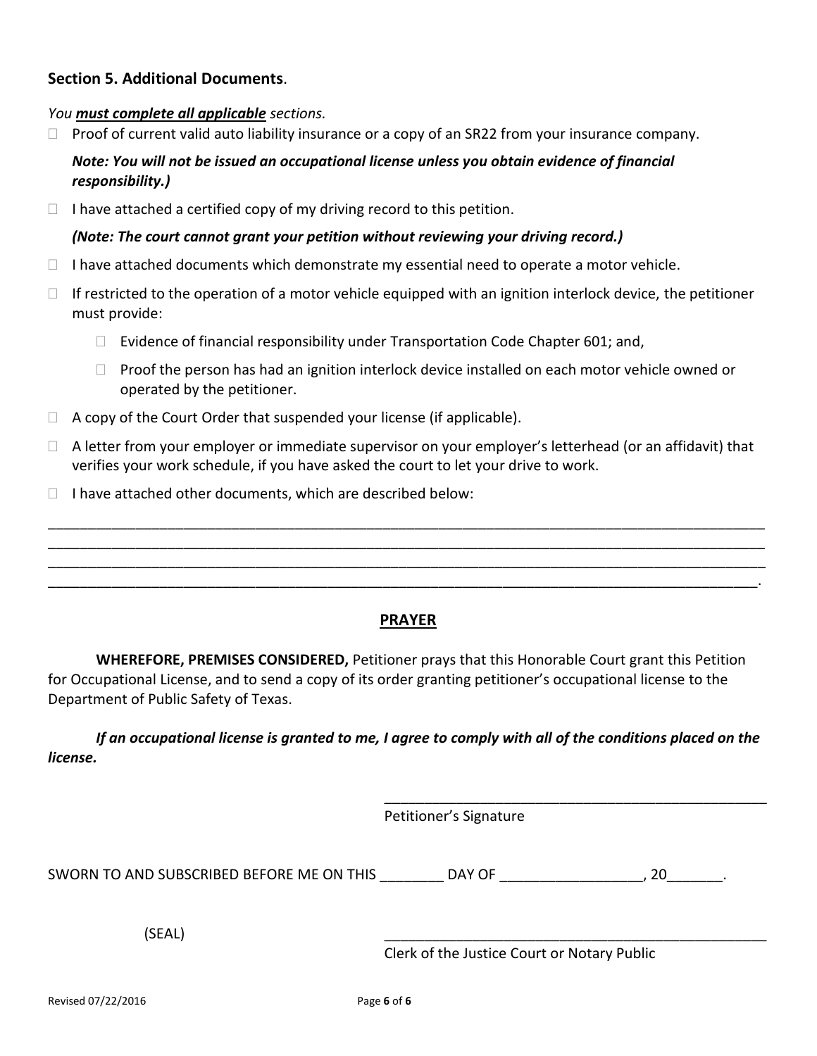**Section 5. Additional Documents**.

*You **must complete all applicable** sections.*

- ☐ Proof of current valid auto liability insurance or a copy of an SR22 from your insurance company.

  ***Note: You will not be issued an occupational license unless you obtain evidence of financial responsibility.)***

- ☐ I have attached a certified copy of my driving record to this petition.

  ***(Note: The court cannot grant your petition without reviewing your driving record.)***

- ☐ I have attached documents which demonstrate my essential need to operate a motor vehicle.
- ☐ If restricted to the operation of a motor vehicle equipped with an ignition interlock device, the petitioner must provide:
  - ☐ Evidence of financial responsibility under Transportation Code Chapter 601; and,
  - ☐ Proof the person has had an ignition interlock device installed on each motor vehicle owned or operated by the petitioner.
- ☐ A copy of the Court Order that suspended your license (if applicable).
- ☐ A letter from your employer or immediate supervisor on your employer's letterhead (or an affidavit) that verifies your work schedule, if you have asked the court to let your drive to work.
- ☐ I have attached other documents, which are described below:

________________________________________________________________________________________
________________________________________________________________________________________
________________________________________________________________________________________
________________________________________________________________________________________.

## PRAYER

**WHEREFORE, PREMISES CONSIDERED,** Petitioner prays that this Honorable Court grant this Petition for Occupational License, and to send a copy of its order granting petitioner's occupational license to the Department of Public Safety of Texas.

***If an occupational license is granted to me, I agree to comply with all of the conditions placed on the license.***

_________________________________________________

Petitioner's Signature

SWORN TO AND SUBSCRIBED BEFORE ME ON THIS ________ DAY OF _________________, 20_______.

(SEAL)

_________________________________________________

Clerk of the Justice Court or Notary Public

Revised 07/22/2016